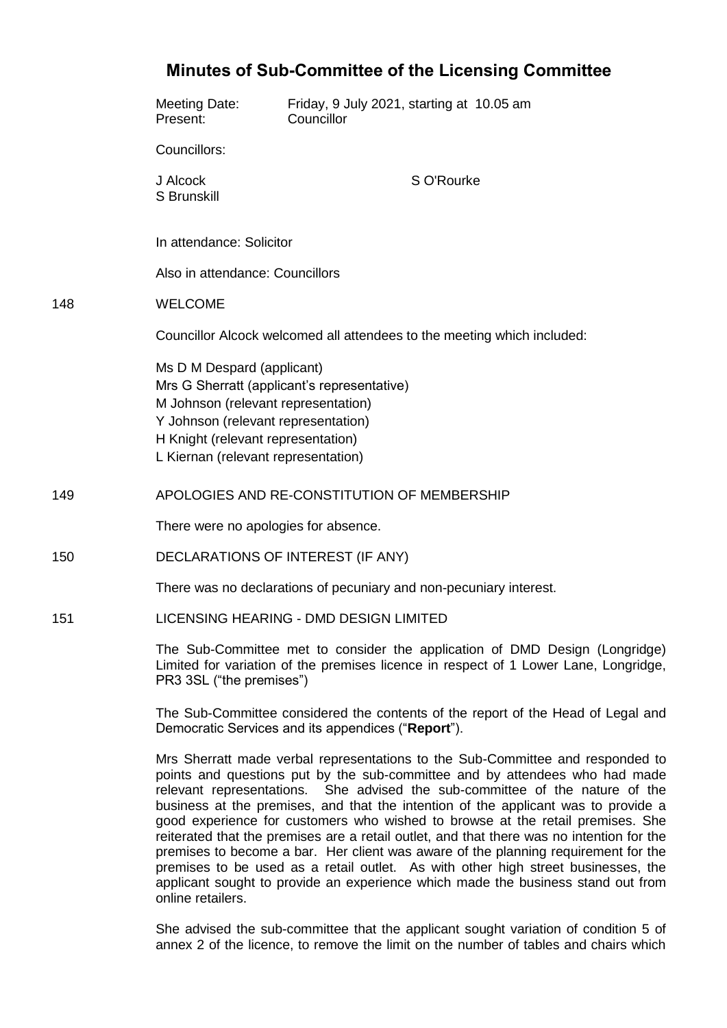# Minutes of Sub-Committee of the Licensing Committee

Meeting Date: Friday, 9 July 2021, starting at 10.05 am
Present: Councillor

Councillors:

J Alcock
S Brunskill
S O'Rourke

In attendance: Solicitor

Also in attendance: Councillors

148 WELCOME

Councillor Alcock welcomed all attendees to the meeting which included:

Ms D M Despard (applicant)
Mrs G Sherratt (applicant's representative)
M Johnson (relevant representation)
Y Johnson (relevant representation)
H Knight (relevant representation)
L Kiernan (relevant representation)

149 APOLOGIES AND RE-CONSTITUTION OF MEMBERSHIP

There were no apologies for absence.

150 DECLARATIONS OF INTEREST (IF ANY)

There was no declarations of pecuniary and non-pecuniary interest.

151 LICENSING HEARING - DMD DESIGN LIMITED

The Sub-Committee met to consider the application of DMD Design (Longridge) Limited for variation of the premises licence in respect of 1 Lower Lane, Longridge, PR3 3SL ("the premises")

The Sub-Committee considered the contents of the report of the Head of Legal and Democratic Services and its appendices ("**Report**").

Mrs Sherratt made verbal representations to the Sub-Committee and responded to points and questions put by the sub-committee and by attendees who had made relevant representations. She advised the sub-committee of the nature of the business at the premises, and that the intention of the applicant was to provide a good experience for customers who wished to browse at the retail premises. She reiterated that the premises are a retail outlet, and that there was no intention for the premises to become a bar. Her client was aware of the planning requirement for the premises to be used as a retail outlet. As with other high street businesses, the applicant sought to provide an experience which made the business stand out from online retailers.

She advised the sub-committee that the applicant sought variation of condition 5 of annex 2 of the licence, to remove the limit on the number of tables and chairs which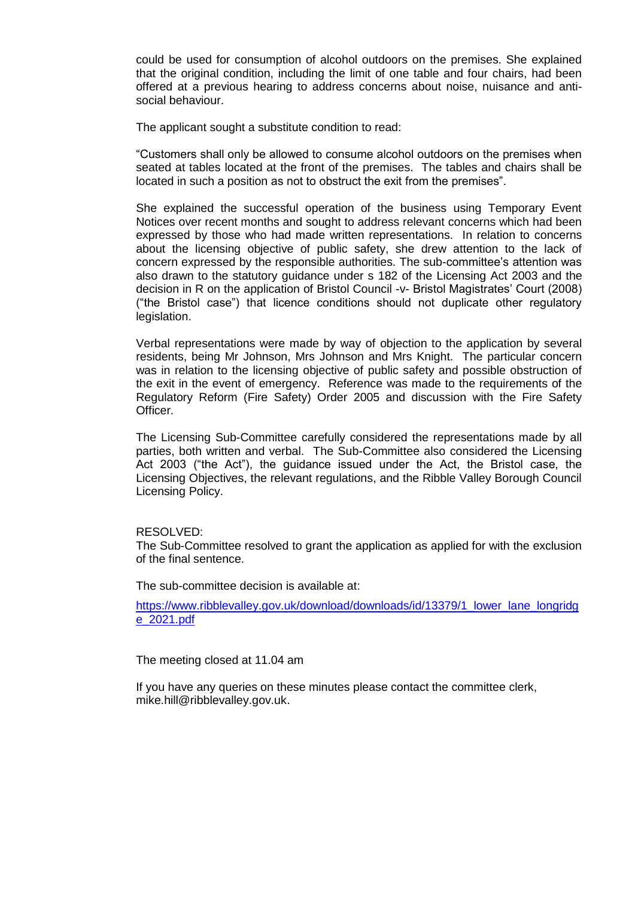could be used for consumption of alcohol outdoors on the premises. She explained that the original condition, including the limit of one table and four chairs, had been offered at a previous hearing to address concerns about noise, nuisance and anti-social behaviour.

The applicant sought a substitute condition to read:

"Customers shall only be allowed to consume alcohol outdoors on the premises when seated at tables located at the front of the premises. The tables and chairs shall be located in such a position as not to obstruct the exit from the premises".

She explained the successful operation of the business using Temporary Event Notices over recent months and sought to address relevant concerns which had been expressed by those who had made written representations. In relation to concerns about the licensing objective of public safety, she drew attention to the lack of concern expressed by the responsible authorities. The sub-committee's attention was also drawn to the statutory guidance under s 182 of the Licensing Act 2003 and the decision in R on the application of Bristol Council -v- Bristol Magistrates' Court (2008) ("the Bristol case") that licence conditions should not duplicate other regulatory legislation.

Verbal representations were made by way of objection to the application by several residents, being Mr Johnson, Mrs Johnson and Mrs Knight. The particular concern was in relation to the licensing objective of public safety and possible obstruction of the exit in the event of emergency. Reference was made to the requirements of the Regulatory Reform (Fire Safety) Order 2005 and discussion with the Fire Safety Officer.

The Licensing Sub-Committee carefully considered the representations made by all parties, both written and verbal. The Sub-Committee also considered the Licensing Act 2003 ("the Act"), the guidance issued under the Act, the Bristol case, the Licensing Objectives, the relevant regulations, and the Ribble Valley Borough Council Licensing Policy.

RESOLVED:
The Sub-Committee resolved to grant the application as applied for with the exclusion of the final sentence.

The sub-committee decision is available at:

[https://www.ribblevalley.gov.uk/download/downloads/id/13379/1_lower_lane_longridge_2021.pdf](https://www.ribblevalley.gov.uk/download/downloads/id/13379/1_lower_lane_longridge_2021.pdf)

The meeting closed at 11.04 am

If you have any queries on these minutes please contact the committee clerk, mike.hill@ribblevalley.gov.uk.